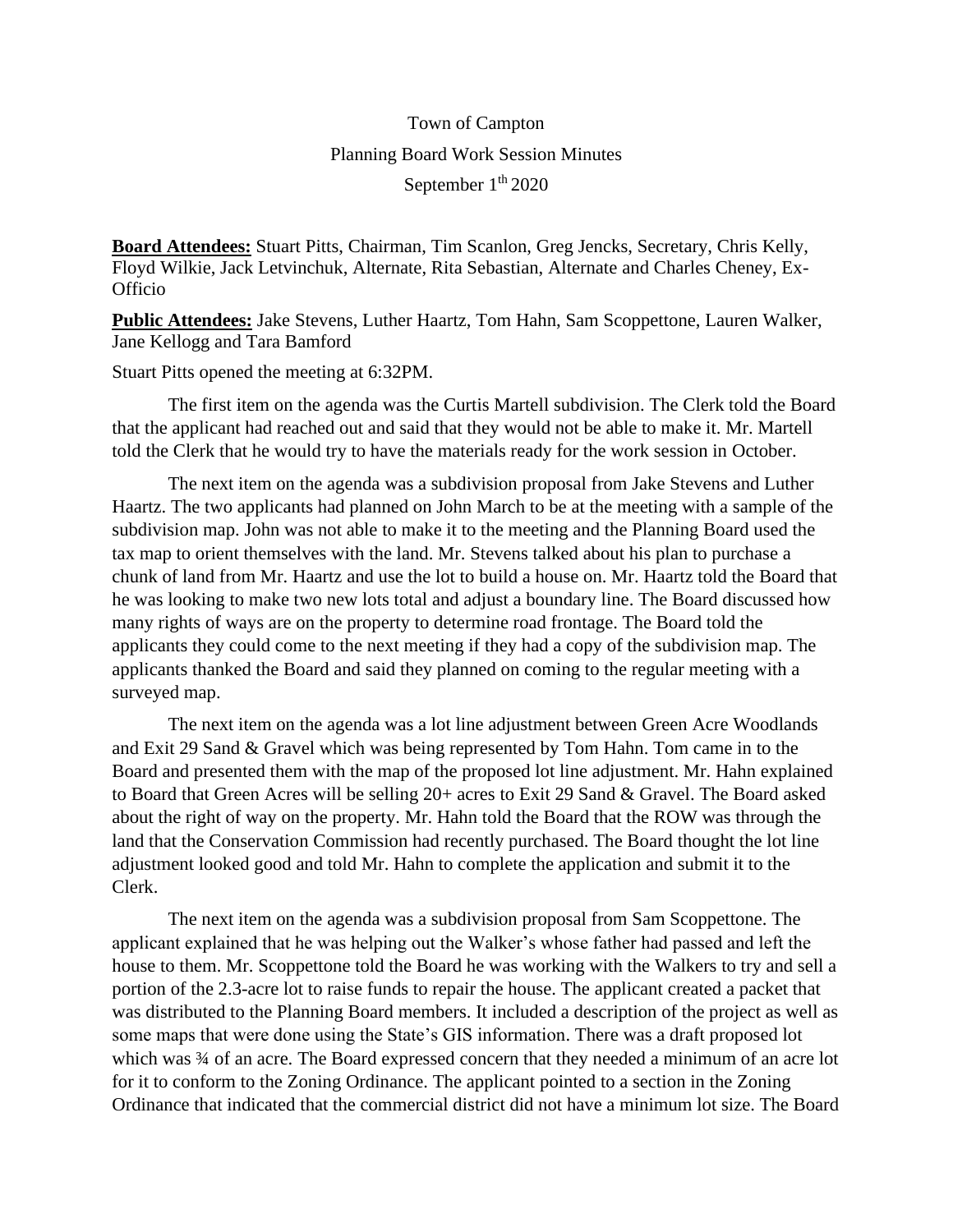Town of Campton

Planning Board Work Session Minutes

September 1th 2020

**Board Attendees:** Stuart Pitts, Chairman, Tim Scanlon, Greg Jencks, Secretary, Chris Kelly, Floyd Wilkie, Jack Letvinchuk, Alternate, Rita Sebastian, Alternate and Charles Cheney, Ex-Officio

**Public Attendees:** Jake Stevens, Luther Haartz, Tom Hahn, Sam Scoppettone, Lauren Walker, Jane Kellogg and Tara Bamford

Stuart Pitts opened the meeting at 6:32PM.

The first item on the agenda was the Curtis Martell subdivision. The Clerk told the Board that the applicant had reached out and said that they would not be able to make it. Mr. Martell told the Clerk that he would try to have the materials ready for the work session in October.

The next item on the agenda was a subdivision proposal from Jake Stevens and Luther Haartz. The two applicants had planned on John March to be at the meeting with a sample of the subdivision map. John was not able to make it to the meeting and the Planning Board used the tax map to orient themselves with the land. Mr. Stevens talked about his plan to purchase a chunk of land from Mr. Haartz and use the lot to build a house on. Mr. Haartz told the Board that he was looking to make two new lots total and adjust a boundary line. The Board discussed how many rights of ways are on the property to determine road frontage. The Board told the applicants they could come to the next meeting if they had a copy of the subdivision map. The applicants thanked the Board and said they planned on coming to the regular meeting with a surveyed map.

The next item on the agenda was a lot line adjustment between Green Acre Woodlands and Exit 29 Sand & Gravel which was being represented by Tom Hahn. Tom came in to the Board and presented them with the map of the proposed lot line adjustment. Mr. Hahn explained to Board that Green Acres will be selling 20+ acres to Exit 29 Sand & Gravel. The Board asked about the right of way on the property. Mr. Hahn told the Board that the ROW was through the land that the Conservation Commission had recently purchased. The Board thought the lot line adjustment looked good and told Mr. Hahn to complete the application and submit it to the Clerk.

The next item on the agenda was a subdivision proposal from Sam Scoppettone. The applicant explained that he was helping out the Walker's whose father had passed and left the house to them. Mr. Scoppettone told the Board he was working with the Walkers to try and sell a portion of the 2.3-acre lot to raise funds to repair the house. The applicant created a packet that was distributed to the Planning Board members. It included a description of the project as well as some maps that were done using the State's GIS information. There was a draft proposed lot which was ¾ of an acre. The Board expressed concern that they needed a minimum of an acre lot for it to conform to the Zoning Ordinance. The applicant pointed to a section in the Zoning Ordinance that indicated that the commercial district did not have a minimum lot size. The Board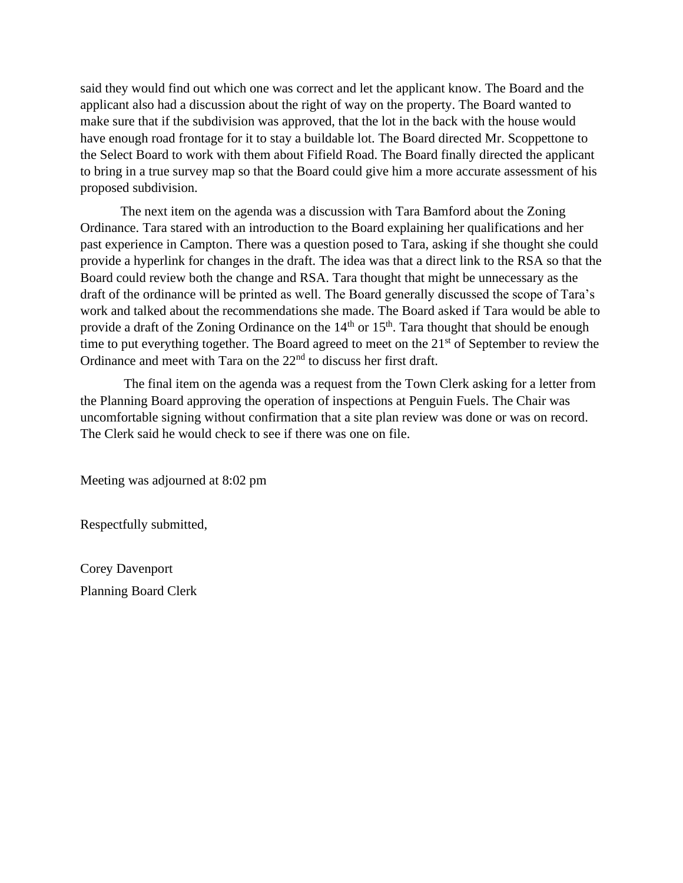said they would find out which one was correct and let the applicant know. The Board and the applicant also had a discussion about the right of way on the property. The Board wanted to make sure that if the subdivision was approved, that the lot in the back with the house would have enough road frontage for it to stay a buildable lot. The Board directed Mr. Scoppettone to the Select Board to work with them about Fifield Road. The Board finally directed the applicant to bring in a true survey map so that the Board could give him a more accurate assessment of his proposed subdivision.

The next item on the agenda was a discussion with Tara Bamford about the Zoning Ordinance. Tara stared with an introduction to the Board explaining her qualifications and her past experience in Campton. There was a question posed to Tara, asking if she thought she could provide a hyperlink for changes in the draft. The idea was that a direct link to the RSA so that the Board could review both the change and RSA. Tara thought that might be unnecessary as the draft of the ordinance will be printed as well. The Board generally discussed the scope of Tara's work and talked about the recommendations she made. The Board asked if Tara would be able to provide a draft of the Zoning Ordinance on the 14th or 15th. Tara thought that should be enough time to put everything together. The Board agreed to meet on the 21st of September to review the Ordinance and meet with Tara on the 22nd to discuss her first draft.

The final item on the agenda was a request from the Town Clerk asking for a letter from the Planning Board approving the operation of inspections at Penguin Fuels. The Chair was uncomfortable signing without confirmation that a site plan review was done or was on record. The Clerk said he would check to see if there was one on file.

Meeting was adjourned at 8:02 pm

Respectfully submitted,

Corey Davenport
Planning Board Clerk